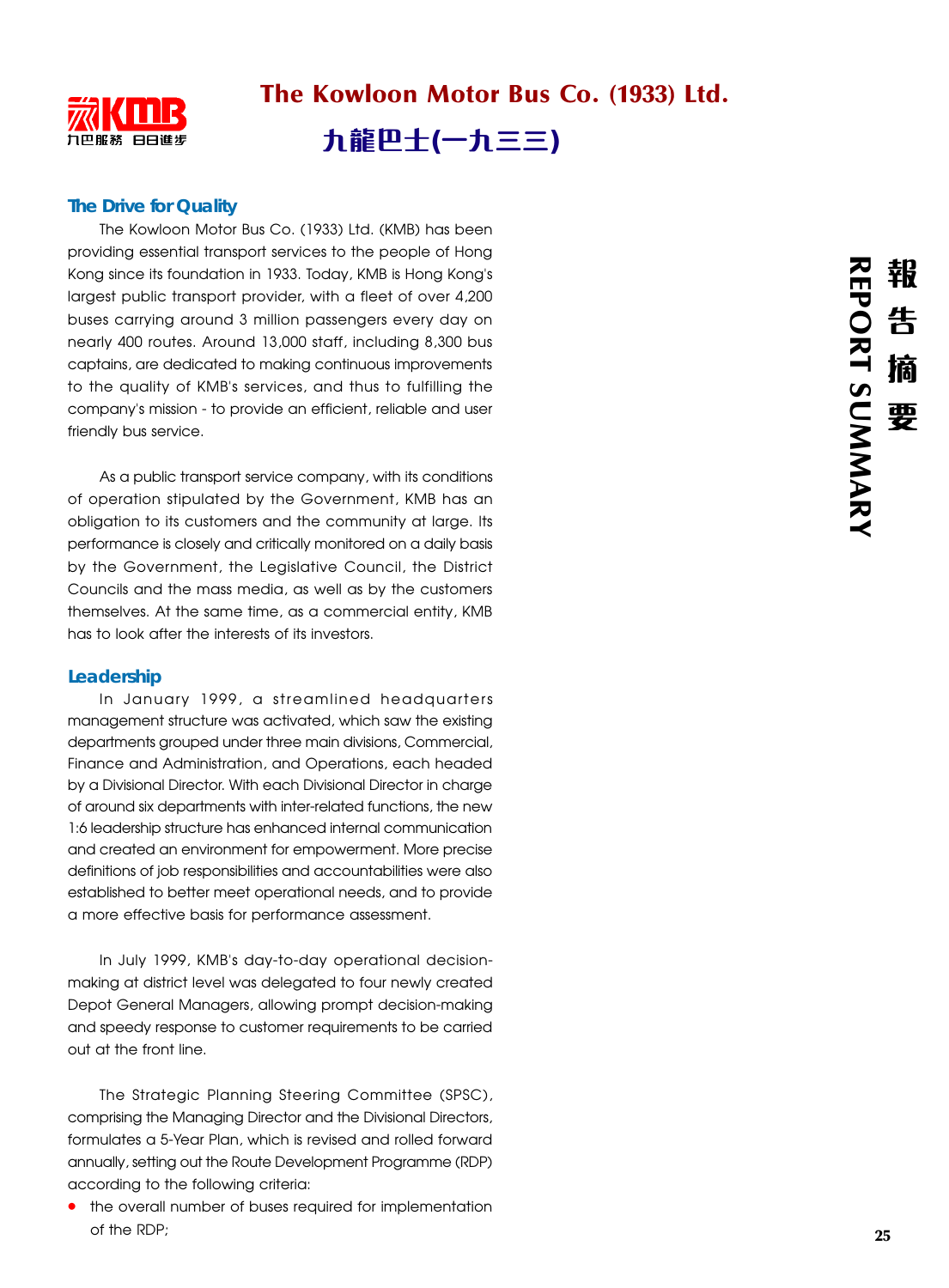# The Kowloon Motor Bus Co. (1933) Ltd.

# 九龍巴士(一九三三)

## 報告摘要 REPORT SUMMARY

### The Drive for Quality

The Kowloon Motor Bus Co. (1933) Ltd. (KMB) has been providing essential transport services to the people of Hong Kong since its foundation in 1933. Today, KMB is Hong Kong's largest public transport provider, with a fleet of over 4,200 buses carrying around 3 million passengers every day on nearly 400 routes. Around 13,000 staff, including 8,300 bus captains, are dedicated to making continuous improvements to the quality of KMB's services, and thus to fulfilling the company's mission - to provide an efficient, reliable and user friendly bus service.

As a public transport service company, with its conditions of operation stipulated by the Government, KMB has an obligation to its customers and the community at large. Its performance is closely and critically monitored on a daily basis by the Government, the Legislative Council, the District Councils and the mass media, as well as by the customers themselves. At the same time, as a commercial entity, KMB has to look after the interests of its investors.

### Leadership

In January 1999, a streamlined headquarters management structure was activated, which saw the existing departments grouped under three main divisions, Commercial, Finance and Administration, and Operations, each headed by a Divisional Director. With each Divisional Director in charge of around six departments with inter-related functions, the new 1:6 leadership structure has enhanced internal communication and created an environment for empowerment. More precise definitions of job responsibilities and accountabilities were also established to better meet operational needs, and to provide a more effective basis for performance assessment.

In July 1999, KMB's day-to-day operational decision-making at district level was delegated to four newly created Depot General Managers, allowing prompt decision-making and speedy response to customer requirements to be carried out at the front line.

The Strategic Planning Steering Committee (SPSC), comprising the Managing Director and the Divisional Directors, formulates a 5-Year Plan, which is revised and rolled forward annually, setting out the Route Development Programme (RDP) according to the following criteria:

- the overall number of buses required for implementation of the RDP;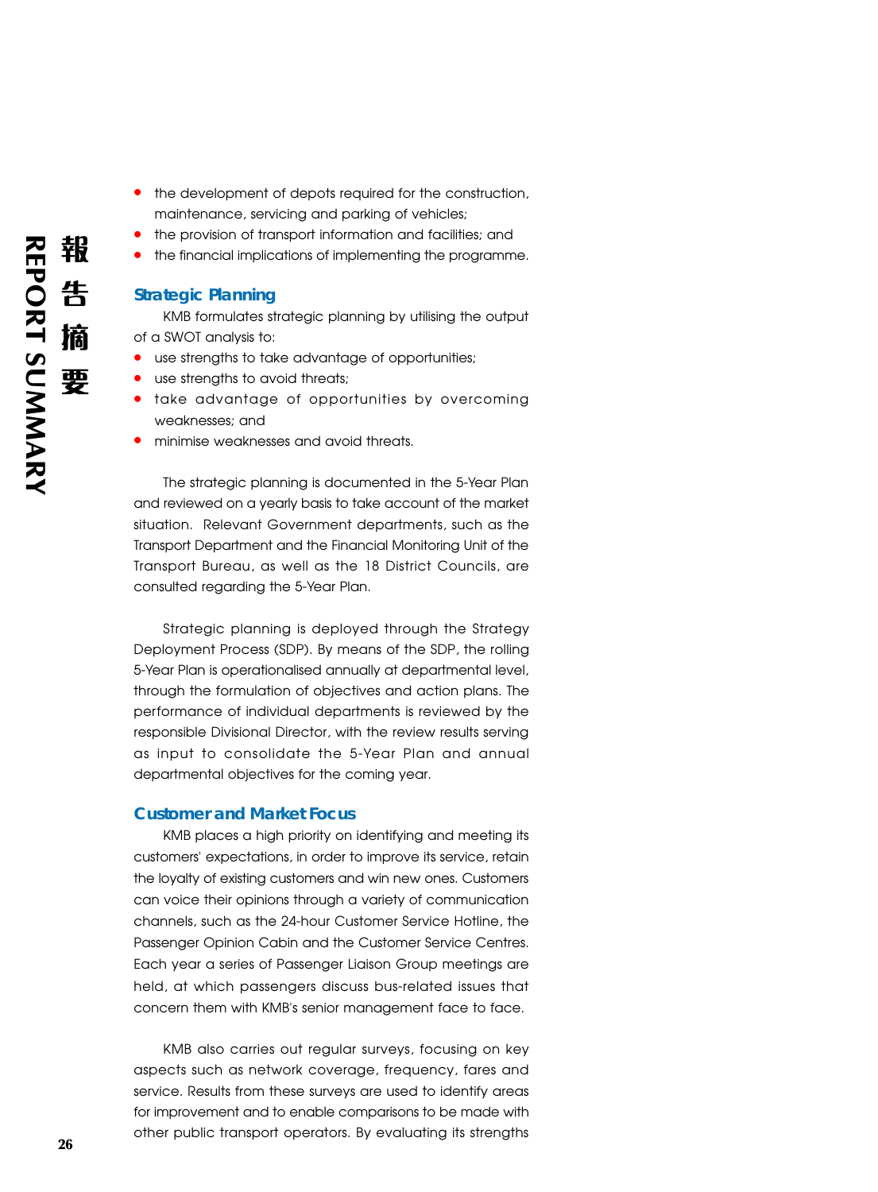- the development of depots required for the construction, maintenance, servicing and parking of vehicles;
- the provision of transport information and facilities; and
- the financial implications of implementing the programme.

## Strategic Planning

KMB formulates strategic planning by utilising the output of a SWOT analysis to:

- use strengths to take advantage of opportunities;
- use strengths to avoid threats;
- take advantage of opportunities by overcoming weaknesses; and
- minimise weaknesses and avoid threats.

The strategic planning is documented in the 5-Year Plan and reviewed on a yearly basis to take account of the market situation. Relevant Government departments, such as the Transport Department and the Financial Monitoring Unit of the Transport Bureau, as well as the 18 District Councils, are consulted regarding the 5-Year Plan.

Strategic planning is deployed through the Strategy Deployment Process (SDP). By means of the SDP, the rolling 5-Year Plan is operationalised annually at departmental level, through the formulation of objectives and action plans. The performance of individual departments is reviewed by the responsible Divisional Director, with the review results serving as input to consolidate the 5-Year Plan and annual departmental objectives for the coming year.

## Customer and Market Focus

KMB places a high priority on identifying and meeting its customers' expectations, in order to improve its service, retain the loyalty of existing customers and win new ones. Customers can voice their opinions through a variety of communication channels, such as the 24-hour Customer Service Hotline, the Passenger Opinion Cabin and the Customer Service Centres. Each year a series of Passenger Liaison Group meetings are held, at which passengers discuss bus-related issues that concern them with KMB's senior management face to face.

KMB also carries out regular surveys, focusing on key aspects such as network coverage, frequency, fares and service. Results from these surveys are used to identify areas for improvement and to enable comparisons to be made with other public transport operators. By evaluating its strengths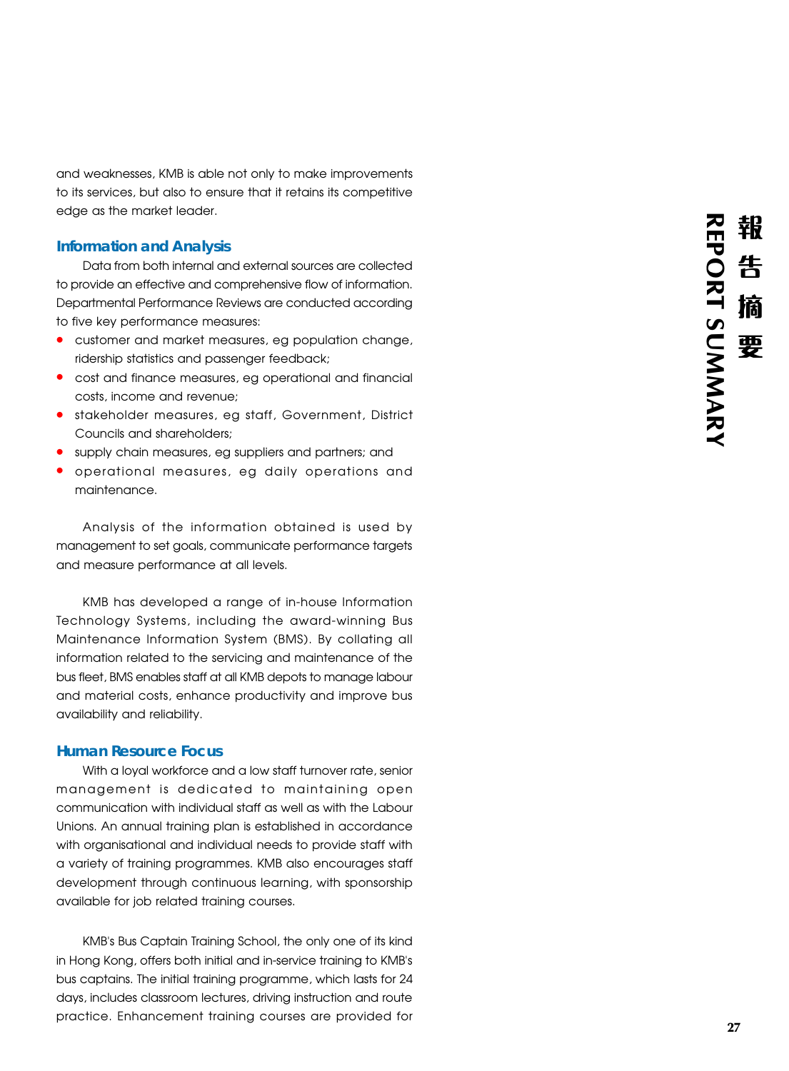and weaknesses, KMB is able not only to make improvements to its services, but also to ensure that it retains its competitive edge as the market leader.

## Information and Analysis

Data from both internal and external sources are collected to provide an effective and comprehensive flow of information. Departmental Performance Reviews are conducted according to five key performance measures:

- customer and market measures, eg population change, ridership statistics and passenger feedback;
- cost and finance measures, eg operational and financial costs, income and revenue;
- stakeholder measures, eg staff, Government, District Councils and shareholders;
- supply chain measures, eg suppliers and partners; and
- operational measures, eg daily operations and maintenance.

Analysis of the information obtained is used by management to set goals, communicate performance targets and measure performance at all levels.

KMB has developed a range of in-house Information Technology Systems, including the award-winning Bus Maintenance Information System (BMS). By collating all information related to the servicing and maintenance of the bus fleet, BMS enables staff at all KMB depots to manage labour and material costs, enhance productivity and improve bus availability and reliability.

## Human Resource Focus

With a loyal workforce and a low staff turnover rate, senior management is dedicated to maintaining open communication with individual staff as well as with the Labour Unions. An annual training plan is established in accordance with organisational and individual needs to provide staff with a variety of training programmes. KMB also encourages staff development through continuous learning, with sponsorship available for job related training courses.

KMB's Bus Captain Training School, the only one of its kind in Hong Kong, offers both initial and in-service training to KMB's bus captains. The initial training programme, which lasts for 24 days, includes classroom lectures, driving instruction and route practice. Enhancement training courses are provided for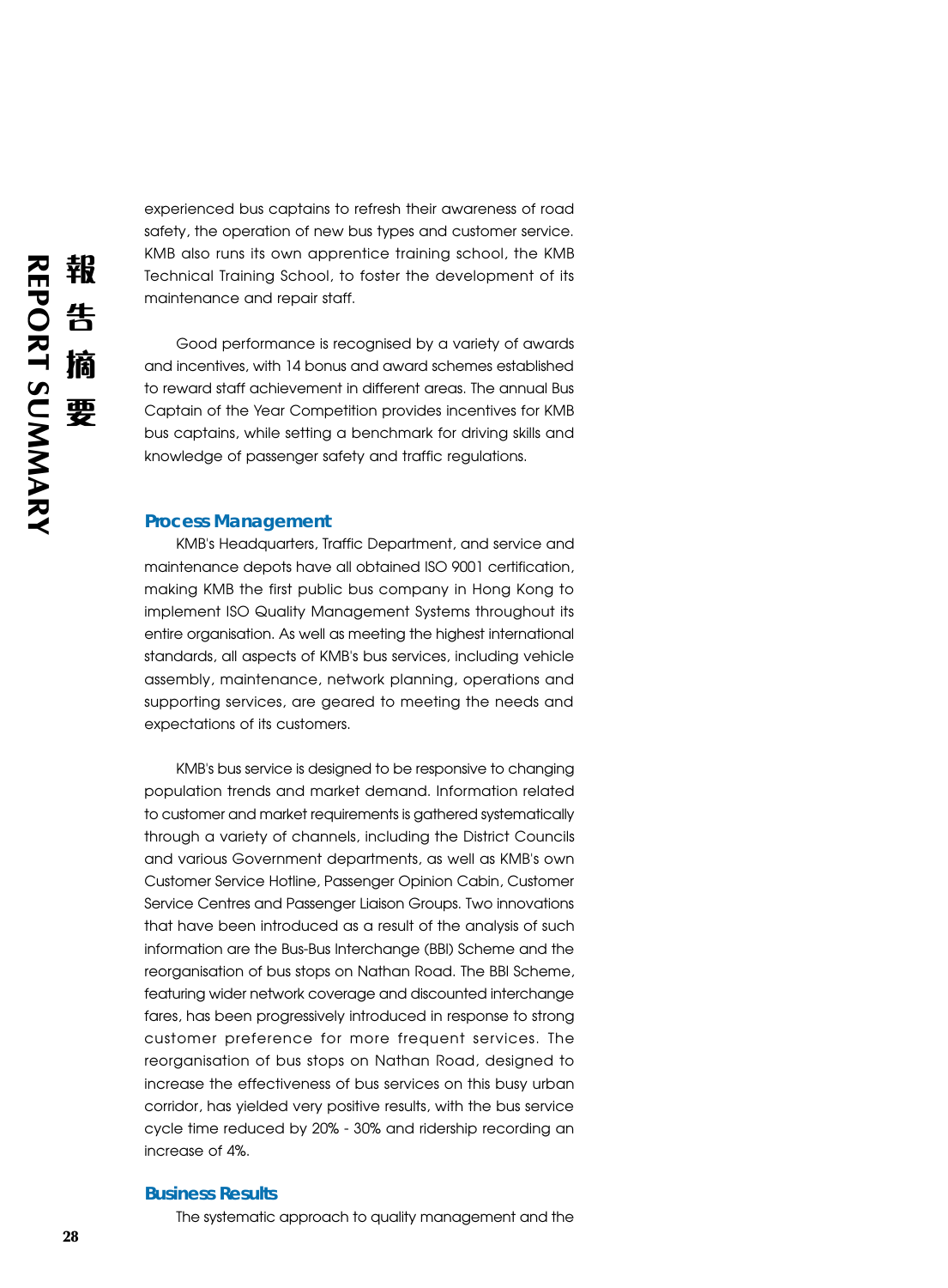experienced bus captains to refresh their awareness of road safety, the operation of new bus types and customer service. KMB also runs its own apprentice training school, the KMB Technical Training School, to foster the development of its maintenance and repair staff.

Good performance is recognised by a variety of awards and incentives, with 14 bonus and award schemes established to reward staff achievement in different areas. The annual Bus Captain of the Year Competition provides incentives for KMB bus captains, while setting a benchmark for driving skills and knowledge of passenger safety and traffic regulations.

### Process Management

KMB's Headquarters, Traffic Department, and service and maintenance depots have all obtained ISO 9001 certification, making KMB the first public bus company in Hong Kong to implement ISO Quality Management Systems throughout its entire organisation. As well as meeting the highest international standards, all aspects of KMB's bus services, including vehicle assembly, maintenance, network planning, operations and supporting services, are geared to meeting the needs and expectations of its customers.

KMB's bus service is designed to be responsive to changing population trends and market demand. Information related to customer and market requirements is gathered systematically through a variety of channels, including the District Councils and various Government departments, as well as KMB's own Customer Service Hotline, Passenger Opinion Cabin, Customer Service Centres and Passenger Liaison Groups. Two innovations that have been introduced as a result of the analysis of such information are the Bus-Bus Interchange (BBI) Scheme and the reorganisation of bus stops on Nathan Road. The BBI Scheme, featuring wider network coverage and discounted interchange fares, has been progressively introduced in response to strong customer preference for more frequent services. The reorganisation of bus stops on Nathan Road, designed to increase the effectiveness of bus services on this busy urban corridor, has yielded very positive results, with the bus service cycle time reduced by 20% - 30% and ridership recording an increase of 4%.

### Business Results

The systematic approach to quality management and the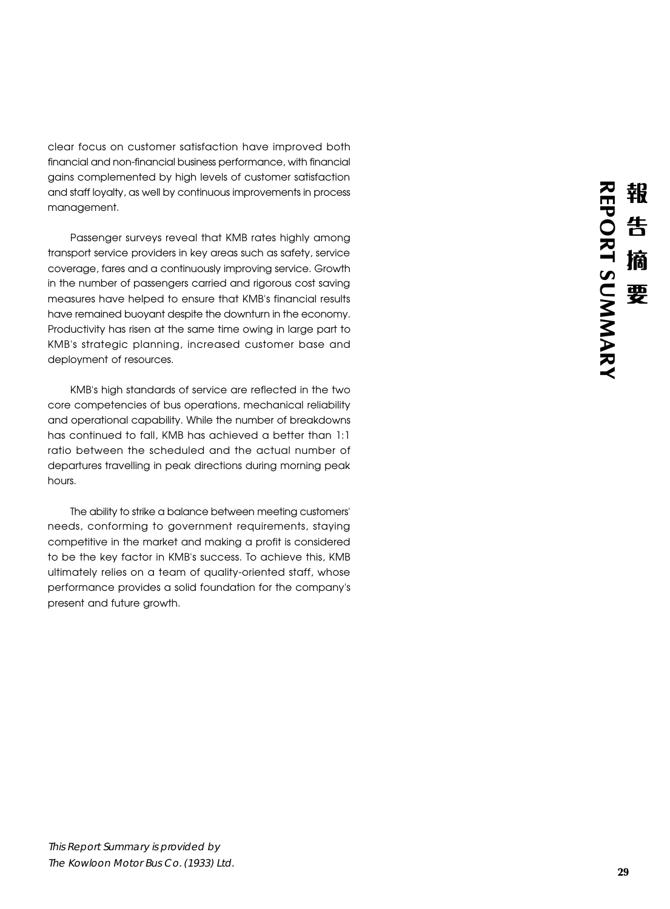clear focus on customer satisfaction have improved both financial and non-financial business performance, with financial gains complemented by high levels of customer satisfaction and staff loyalty, as well by continuous improvements in process management.

Passenger surveys reveal that KMB rates highly among transport service providers in key areas such as safety, service coverage, fares and a continuously improving service. Growth in the number of passengers carried and rigorous cost saving measures have helped to ensure that KMB's financial results have remained buoyant despite the downturn in the economy. Productivity has risen at the same time owing in large part to KMB's strategic planning, increased customer base and deployment of resources.

KMB's high standards of service are reflected in the two core competencies of bus operations, mechanical reliability and operational capability. While the number of breakdowns has continued to fall, KMB has achieved a better than 1:1 ratio between the scheduled and the actual number of departures travelling in peak directions during morning peak hours.

The ability to strike a balance between meeting customers' needs, conforming to government requirements, staying competitive in the market and making a profit is considered to be the key factor in KMB's success. To achieve this, KMB ultimately relies on a team of quality-oriented staff, whose performance provides a solid foundation for the company's present and future growth.

*This Report Summary is provided by*
*The Kowloon Motor Bus Co. (1933) Ltd.*